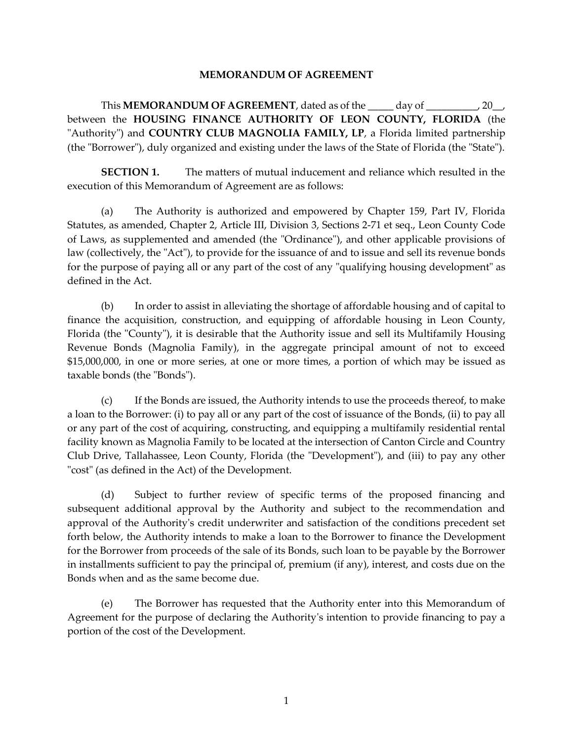# MEMORANDUM OF AGREEMENT

This **MEMORANDUM OF AGREEMENT**, dated as of the _____ day of __________, 20__, between the **HOUSING FINANCE AUTHORITY OF LEON COUNTY, FLORIDA** (the "Authority") and **COUNTRY CLUB MAGNOLIA FAMILY, LP**, a Florida limited partnership (the "Borrower"), duly organized and existing under the laws of the State of Florida (the "State").

**SECTION 1.** The matters of mutual inducement and reliance which resulted in the execution of this Memorandum of Agreement are as follows:

(a) The Authority is authorized and empowered by Chapter 159, Part IV, Florida Statutes, as amended, Chapter 2, Article III, Division 3, Sections 2-71 et seq., Leon County Code of Laws, as supplemented and amended (the "Ordinance"), and other applicable provisions of law (collectively, the "Act"), to provide for the issuance of and to issue and sell its revenue bonds for the purpose of paying all or any part of the cost of any "qualifying housing development" as defined in the Act.

(b) In order to assist in alleviating the shortage of affordable housing and of capital to finance the acquisition, construction, and equipping of affordable housing in Leon County, Florida (the "County"), it is desirable that the Authority issue and sell its Multifamily Housing Revenue Bonds (Magnolia Family), in the aggregate principal amount of not to exceed $15,000,000, in one or more series, at one or more times, a portion of which may be issued as taxable bonds (the "Bonds").

(c) If the Bonds are issued, the Authority intends to use the proceeds thereof, to make a loan to the Borrower: (i) to pay all or any part of the cost of issuance of the Bonds, (ii) to pay all or any part of the cost of acquiring, constructing, and equipping a multifamily residential rental facility known as Magnolia Family to be located at the intersection of Canton Circle and Country Club Drive, Tallahassee, Leon County, Florida (the "Development"), and (iii) to pay any other "cost" (as defined in the Act) of the Development.

(d) Subject to further review of specific terms of the proposed financing and subsequent additional approval by the Authority and subject to the recommendation and approval of the Authority's credit underwriter and satisfaction of the conditions precedent set forth below, the Authority intends to make a loan to the Borrower to finance the Development for the Borrower from proceeds of the sale of its Bonds, such loan to be payable by the Borrower in installments sufficient to pay the principal of, premium (if any), interest, and costs due on the Bonds when and as the same become due.

(e) The Borrower has requested that the Authority enter into this Memorandum of Agreement for the purpose of declaring the Authority's intention to provide financing to pay a portion of the cost of the Development.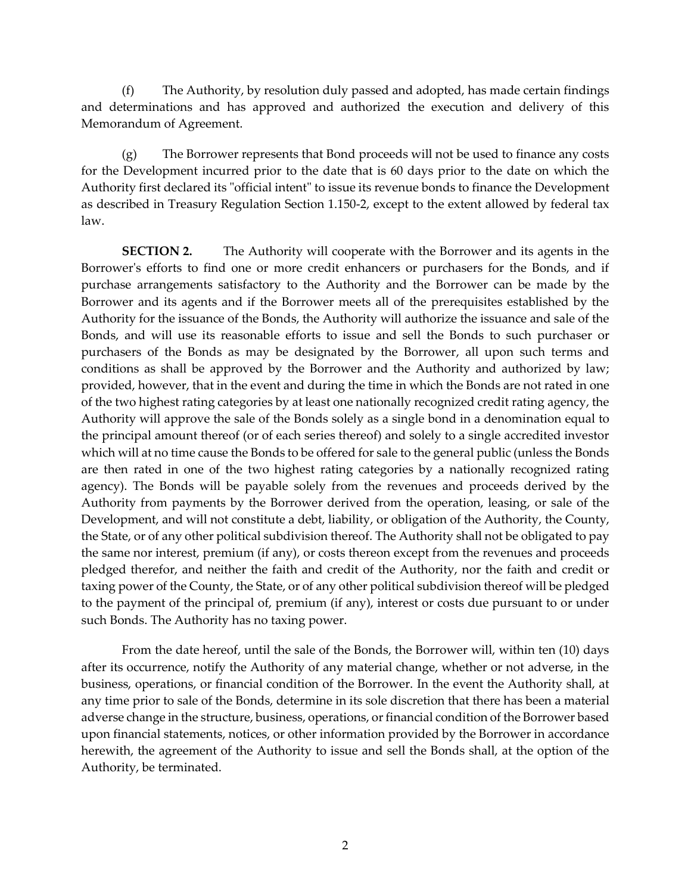(f) The Authority, by resolution duly passed and adopted, has made certain findings and determinations and has approved and authorized the execution and delivery of this Memorandum of Agreement.

(g) The Borrower represents that Bond proceeds will not be used to finance any costs for the Development incurred prior to the date that is 60 days prior to the date on which the Authority first declared its "official intent" to issue its revenue bonds to finance the Development as described in Treasury Regulation Section 1.150-2, except to the extent allowed by federal tax law.

**SECTION 2.** The Authority will cooperate with the Borrower and its agents in the Borrower's efforts to find one or more credit enhancers or purchasers for the Bonds, and if purchase arrangements satisfactory to the Authority and the Borrower can be made by the Borrower and its agents and if the Borrower meets all of the prerequisites established by the Authority for the issuance of the Bonds, the Authority will authorize the issuance and sale of the Bonds, and will use its reasonable efforts to issue and sell the Bonds to such purchaser or purchasers of the Bonds as may be designated by the Borrower, all upon such terms and conditions as shall be approved by the Borrower and the Authority and authorized by law; provided, however, that in the event and during the time in which the Bonds are not rated in one of the two highest rating categories by at least one nationally recognized credit rating agency, the Authority will approve the sale of the Bonds solely as a single bond in a denomination equal to the principal amount thereof (or of each series thereof) and solely to a single accredited investor which will at no time cause the Bonds to be offered for sale to the general public (unless the Bonds are then rated in one of the two highest rating categories by a nationally recognized rating agency). The Bonds will be payable solely from the revenues and proceeds derived by the Authority from payments by the Borrower derived from the operation, leasing, or sale of the Development, and will not constitute a debt, liability, or obligation of the Authority, the County, the State, or of any other political subdivision thereof. The Authority shall not be obligated to pay the same nor interest, premium (if any), or costs thereon except from the revenues and proceeds pledged therefor, and neither the faith and credit of the Authority, nor the faith and credit or taxing power of the County, the State, or of any other political subdivision thereof will be pledged to the payment of the principal of, premium (if any), interest or costs due pursuant to or under such Bonds. The Authority has no taxing power.

From the date hereof, until the sale of the Bonds, the Borrower will, within ten (10) days after its occurrence, notify the Authority of any material change, whether or not adverse, in the business, operations, or financial condition of the Borrower. In the event the Authority shall, at any time prior to sale of the Bonds, determine in its sole discretion that there has been a material adverse change in the structure, business, operations, or financial condition of the Borrower based upon financial statements, notices, or other information provided by the Borrower in accordance herewith, the agreement of the Authority to issue and sell the Bonds shall, at the option of the Authority, be terminated.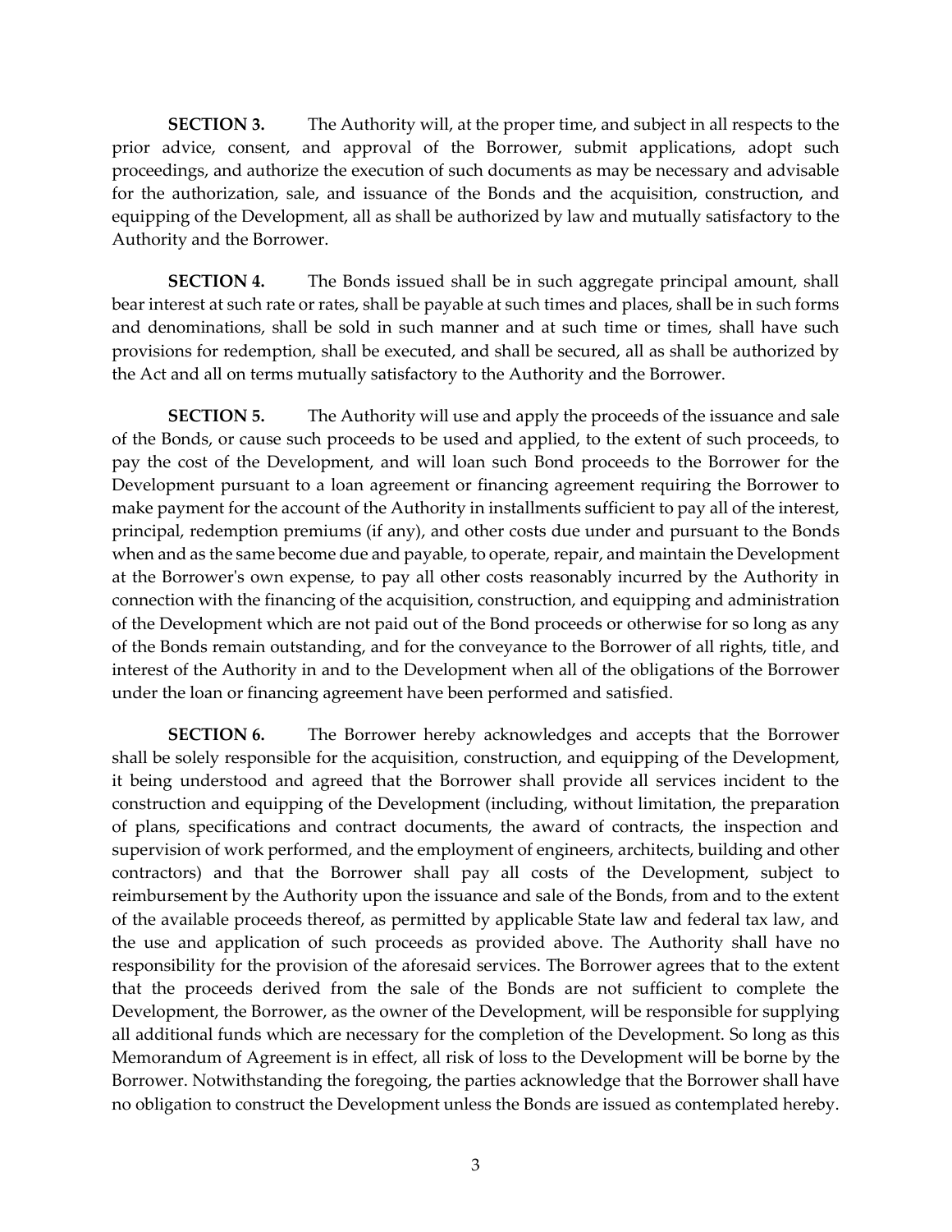**SECTION 3.** The Authority will, at the proper time, and subject in all respects to the prior advice, consent, and approval of the Borrower, submit applications, adopt such proceedings, and authorize the execution of such documents as may be necessary and advisable for the authorization, sale, and issuance of the Bonds and the acquisition, construction, and equipping of the Development, all as shall be authorized by law and mutually satisfactory to the Authority and the Borrower.

**SECTION 4.** The Bonds issued shall be in such aggregate principal amount, shall bear interest at such rate or rates, shall be payable at such times and places, shall be in such forms and denominations, shall be sold in such manner and at such time or times, shall have such provisions for redemption, shall be executed, and shall be secured, all as shall be authorized by the Act and all on terms mutually satisfactory to the Authority and the Borrower.

**SECTION 5.** The Authority will use and apply the proceeds of the issuance and sale of the Bonds, or cause such proceeds to be used and applied, to the extent of such proceeds, to pay the cost of the Development, and will loan such Bond proceeds to the Borrower for the Development pursuant to a loan agreement or financing agreement requiring the Borrower to make payment for the account of the Authority in installments sufficient to pay all of the interest, principal, redemption premiums (if any), and other costs due under and pursuant to the Bonds when and as the same become due and payable, to operate, repair, and maintain the Development at the Borrower's own expense, to pay all other costs reasonably incurred by the Authority in connection with the financing of the acquisition, construction, and equipping and administration of the Development which are not paid out of the Bond proceeds or otherwise for so long as any of the Bonds remain outstanding, and for the conveyance to the Borrower of all rights, title, and interest of the Authority in and to the Development when all of the obligations of the Borrower under the loan or financing agreement have been performed and satisfied.

**SECTION 6.** The Borrower hereby acknowledges and accepts that the Borrower shall be solely responsible for the acquisition, construction, and equipping of the Development, it being understood and agreed that the Borrower shall provide all services incident to the construction and equipping of the Development (including, without limitation, the preparation of plans, specifications and contract documents, the award of contracts, the inspection and supervision of work performed, and the employment of engineers, architects, building and other contractors) and that the Borrower shall pay all costs of the Development, subject to reimbursement by the Authority upon the issuance and sale of the Bonds, from and to the extent of the available proceeds thereof, as permitted by applicable State law and federal tax law, and the use and application of such proceeds as provided above. The Authority shall have no responsibility for the provision of the aforesaid services. The Borrower agrees that to the extent that the proceeds derived from the sale of the Bonds are not sufficient to complete the Development, the Borrower, as the owner of the Development, will be responsible for supplying all additional funds which are necessary for the completion of the Development. So long as this Memorandum of Agreement is in effect, all risk of loss to the Development will be borne by the Borrower. Notwithstanding the foregoing, the parties acknowledge that the Borrower shall have no obligation to construct the Development unless the Bonds are issued as contemplated hereby.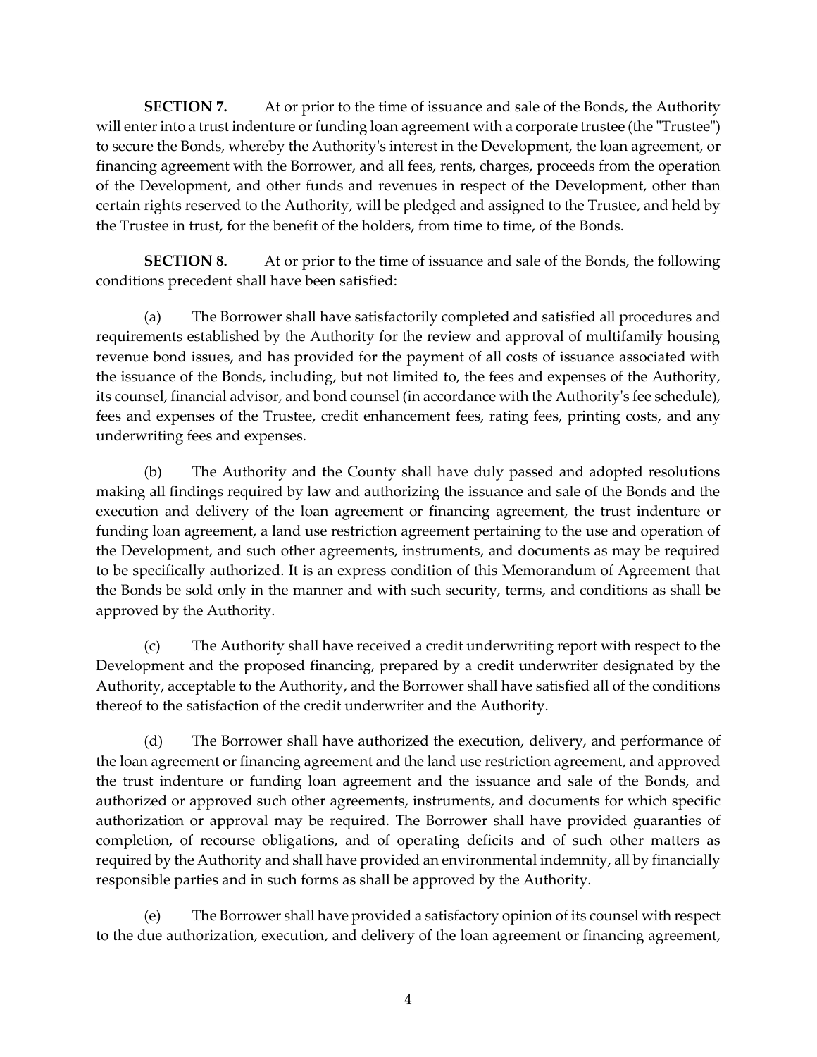**SECTION 7.** At or prior to the time of issuance and sale of the Bonds, the Authority will enter into a trust indenture or funding loan agreement with a corporate trustee (the "Trustee") to secure the Bonds, whereby the Authority's interest in the Development, the loan agreement, or financing agreement with the Borrower, and all fees, rents, charges, proceeds from the operation of the Development, and other funds and revenues in respect of the Development, other than certain rights reserved to the Authority, will be pledged and assigned to the Trustee, and held by the Trustee in trust, for the benefit of the holders, from time to time, of the Bonds.

**SECTION 8.** At or prior to the time of issuance and sale of the Bonds, the following conditions precedent shall have been satisfied:

(a) The Borrower shall have satisfactorily completed and satisfied all procedures and requirements established by the Authority for the review and approval of multifamily housing revenue bond issues, and has provided for the payment of all costs of issuance associated with the issuance of the Bonds, including, but not limited to, the fees and expenses of the Authority, its counsel, financial advisor, and bond counsel (in accordance with the Authority's fee schedule), fees and expenses of the Trustee, credit enhancement fees, rating fees, printing costs, and any underwriting fees and expenses.

(b) The Authority and the County shall have duly passed and adopted resolutions making all findings required by law and authorizing the issuance and sale of the Bonds and the execution and delivery of the loan agreement or financing agreement, the trust indenture or funding loan agreement, a land use restriction agreement pertaining to the use and operation of the Development, and such other agreements, instruments, and documents as may be required to be specifically authorized. It is an express condition of this Memorandum of Agreement that the Bonds be sold only in the manner and with such security, terms, and conditions as shall be approved by the Authority.

(c) The Authority shall have received a credit underwriting report with respect to the Development and the proposed financing, prepared by a credit underwriter designated by the Authority, acceptable to the Authority, and the Borrower shall have satisfied all of the conditions thereof to the satisfaction of the credit underwriter and the Authority.

(d) The Borrower shall have authorized the execution, delivery, and performance of the loan agreement or financing agreement and the land use restriction agreement, and approved the trust indenture or funding loan agreement and the issuance and sale of the Bonds, and authorized or approved such other agreements, instruments, and documents for which specific authorization or approval may be required. The Borrower shall have provided guaranties of completion, of recourse obligations, and of operating deficits and of such other matters as required by the Authority and shall have provided an environmental indemnity, all by financially responsible parties and in such forms as shall be approved by the Authority.

(e) The Borrower shall have provided a satisfactory opinion of its counsel with respect to the due authorization, execution, and delivery of the loan agreement or financing agreement,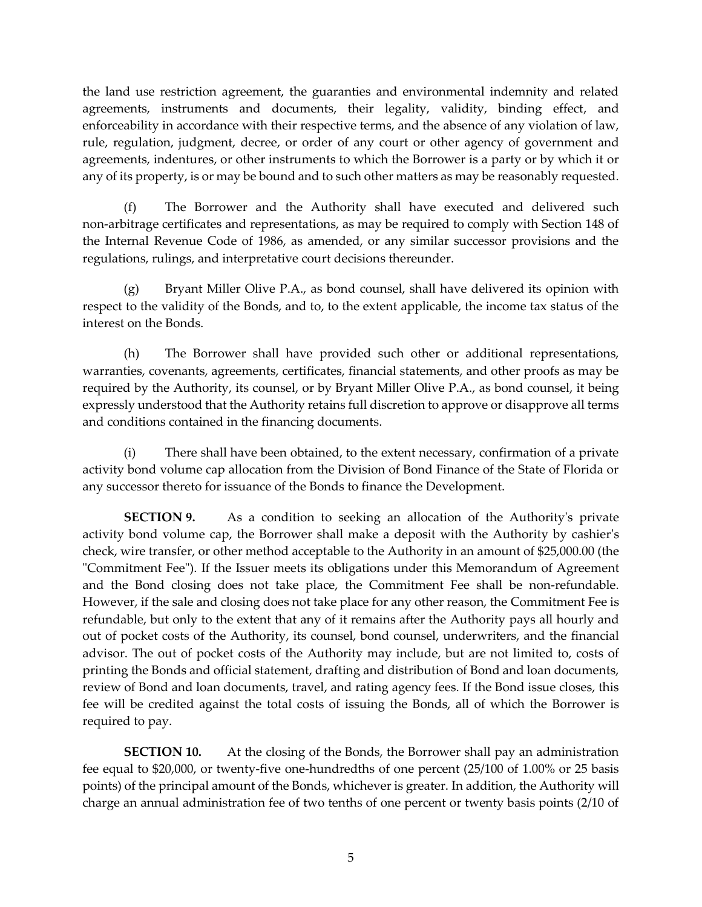the land use restriction agreement, the guaranties and environmental indemnity and related agreements, instruments and documents, their legality, validity, binding effect, and enforceability in accordance with their respective terms, and the absence of any violation of law, rule, regulation, judgment, decree, or order of any court or other agency of government and agreements, indentures, or other instruments to which the Borrower is a party or by which it or any of its property, is or may be bound and to such other matters as may be reasonably requested.

(f) The Borrower and the Authority shall have executed and delivered such non-arbitrage certificates and representations, as may be required to comply with Section 148 of the Internal Revenue Code of 1986, as amended, or any similar successor provisions and the regulations, rulings, and interpretative court decisions thereunder.

(g) Bryant Miller Olive P.A., as bond counsel, shall have delivered its opinion with respect to the validity of the Bonds, and to, to the extent applicable, the income tax status of the interest on the Bonds.

(h) The Borrower shall have provided such other or additional representations, warranties, covenants, agreements, certificates, financial statements, and other proofs as may be required by the Authority, its counsel, or by Bryant Miller Olive P.A., as bond counsel, it being expressly understood that the Authority retains full discretion to approve or disapprove all terms and conditions contained in the financing documents.

(i) There shall have been obtained, to the extent necessary, confirmation of a private activity bond volume cap allocation from the Division of Bond Finance of the State of Florida or any successor thereto for issuance of the Bonds to finance the Development.

**SECTION 9.** As a condition to seeking an allocation of the Authority's private activity bond volume cap, the Borrower shall make a deposit with the Authority by cashier's check, wire transfer, or other method acceptable to the Authority in an amount of $25,000.00 (the "Commitment Fee"). If the Issuer meets its obligations under this Memorandum of Agreement and the Bond closing does not take place, the Commitment Fee shall be non-refundable. However, if the sale and closing does not take place for any other reason, the Commitment Fee is refundable, but only to the extent that any of it remains after the Authority pays all hourly and out of pocket costs of the Authority, its counsel, bond counsel, underwriters, and the financial advisor. The out of pocket costs of the Authority may include, but are not limited to, costs of printing the Bonds and official statement, drafting and distribution of Bond and loan documents, review of Bond and loan documents, travel, and rating agency fees. If the Bond issue closes, this fee will be credited against the total costs of issuing the Bonds, all of which the Borrower is required to pay.

**SECTION 10.** At the closing of the Bonds, the Borrower shall pay an administration fee equal to $20,000, or twenty-five one-hundredths of one percent (25/100 of 1.00% or 25 basis points) of the principal amount of the Bonds, whichever is greater. In addition, the Authority will charge an annual administration fee of two tenths of one percent or twenty basis points (2/10 of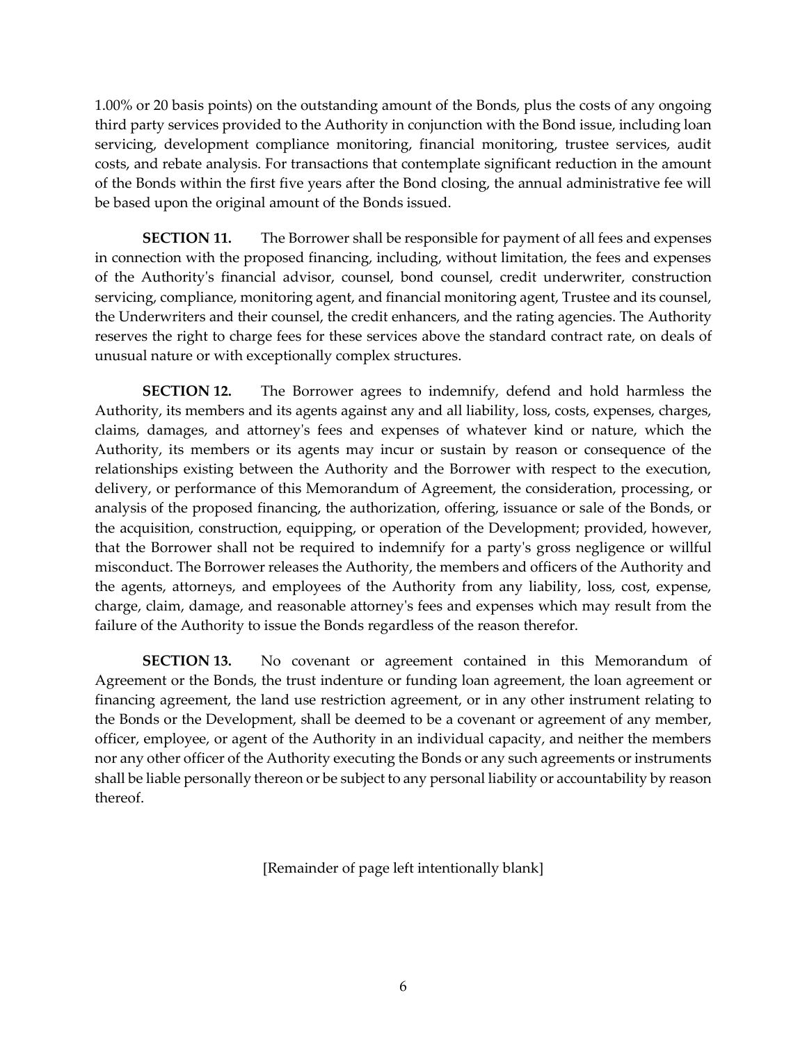1.00% or 20 basis points) on the outstanding amount of the Bonds, plus the costs of any ongoing third party services provided to the Authority in conjunction with the Bond issue, including loan servicing, development compliance monitoring, financial monitoring, trustee services, audit costs, and rebate analysis. For transactions that contemplate significant reduction in the amount of the Bonds within the first five years after the Bond closing, the annual administrative fee will be based upon the original amount of the Bonds issued.

**SECTION 11.** The Borrower shall be responsible for payment of all fees and expenses in connection with the proposed financing, including, without limitation, the fees and expenses of the Authority's financial advisor, counsel, bond counsel, credit underwriter, construction servicing, compliance, monitoring agent, and financial monitoring agent, Trustee and its counsel, the Underwriters and their counsel, the credit enhancers, and the rating agencies. The Authority reserves the right to charge fees for these services above the standard contract rate, on deals of unusual nature or with exceptionally complex structures.

**SECTION 12.** The Borrower agrees to indemnify, defend and hold harmless the Authority, its members and its agents against any and all liability, loss, costs, expenses, charges, claims, damages, and attorney's fees and expenses of whatever kind or nature, which the Authority, its members or its agents may incur or sustain by reason or consequence of the relationships existing between the Authority and the Borrower with respect to the execution, delivery, or performance of this Memorandum of Agreement, the consideration, processing, or analysis of the proposed financing, the authorization, offering, issuance or sale of the Bonds, or the acquisition, construction, equipping, or operation of the Development; provided, however, that the Borrower shall not be required to indemnify for a party's gross negligence or willful misconduct. The Borrower releases the Authority, the members and officers of the Authority and the agents, attorneys, and employees of the Authority from any liability, loss, cost, expense, charge, claim, damage, and reasonable attorney's fees and expenses which may result from the failure of the Authority to issue the Bonds regardless of the reason therefor.

**SECTION 13.** No covenant or agreement contained in this Memorandum of Agreement or the Bonds, the trust indenture or funding loan agreement, the loan agreement or financing agreement, the land use restriction agreement, or in any other instrument relating to the Bonds or the Development, shall be deemed to be a covenant or agreement of any member, officer, employee, or agent of the Authority in an individual capacity, and neither the members nor any other officer of the Authority executing the Bonds or any such agreements or instruments shall be liable personally thereon or be subject to any personal liability or accountability by reason thereof.

[Remainder of page left intentionally blank]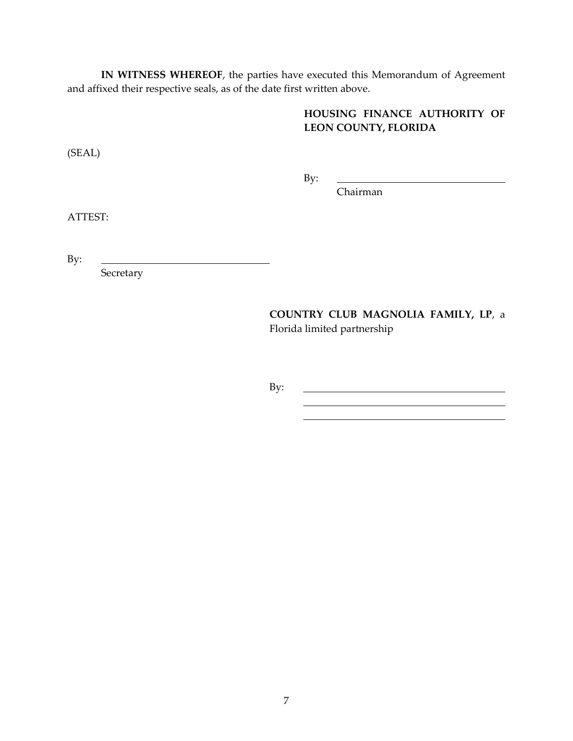**IN WITNESS WHEREOF**, the parties have executed this Memorandum of Agreement and affixed their respective seals, as of the date first written above.

**HOUSING FINANCE AUTHORITY OF LEON COUNTY, FLORIDA**

(SEAL)

By: ______________________________
Chairman

ATTEST:

By: ______________________________
Secretary

**COUNTRY CLUB MAGNOLIA FAMILY, LP**, a Florida limited partnership

By: ______________________________
______________________________
______________________________